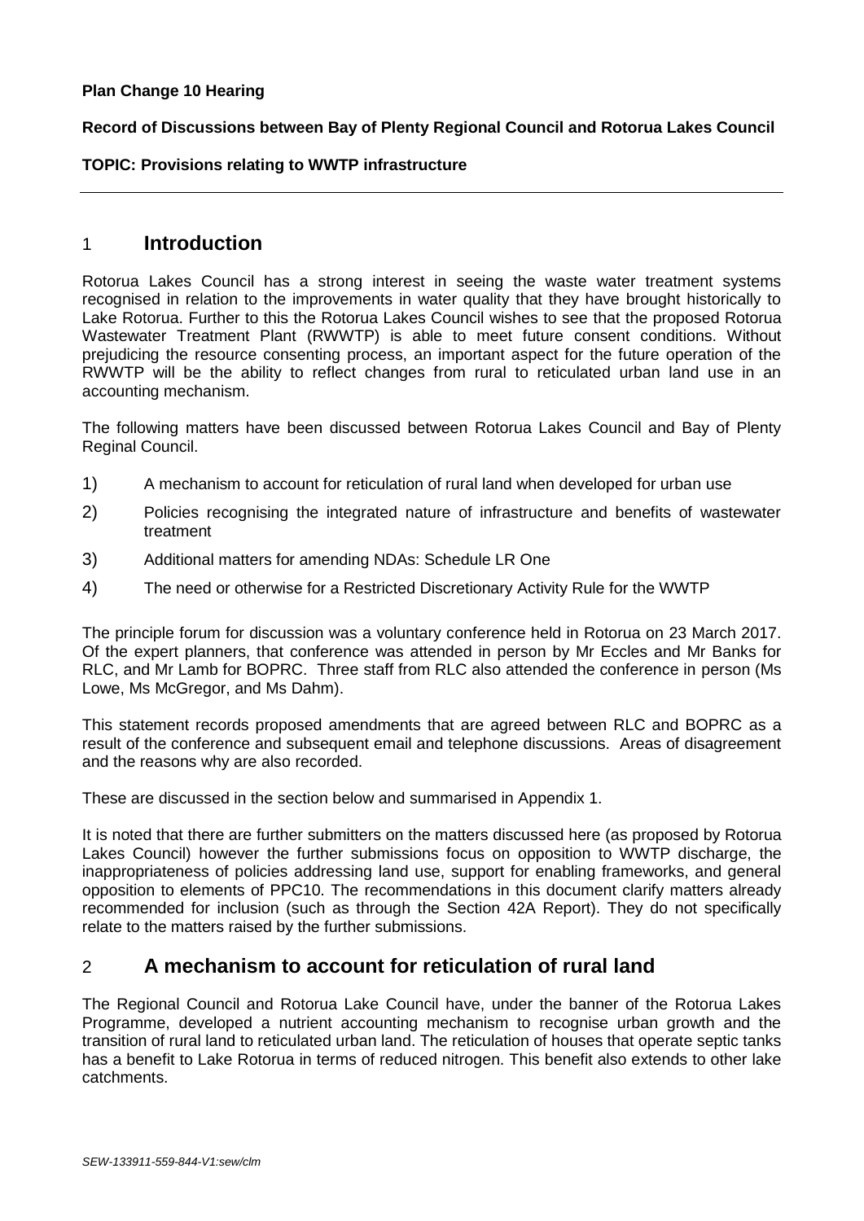**Plan Change 10 Hearing**

**Record of Discussions between Bay of Plenty Regional Council and Rotorua Lakes Council**

**TOPIC: Provisions relating to WWTP infrastructure**

---

## 1 Introduction

Rotorua Lakes Council has a strong interest in seeing the waste water treatment systems recognised in relation to the improvements in water quality that they have brought historically to Lake Rotorua. Further to this the Rotorua Lakes Council wishes to see that the proposed Rotorua Wastewater Treatment Plant (RWWTP) is able to meet future consent conditions. Without prejudicing the resource consenting process, an important aspect for the future operation of the RWWTP will be the ability to reflect changes from rural to reticulated urban land use in an accounting mechanism.

The following matters have been discussed between Rotorua Lakes Council and Bay of Plenty Reginal Council.

1) A mechanism to account for reticulation of rural land when developed for urban use
2) Policies recognising the integrated nature of infrastructure and benefits of wastewater treatment
3) Additional matters for amending NDAs: Schedule LR One
4) The need or otherwise for a Restricted Discretionary Activity Rule for the WWTP

The principle forum for discussion was a voluntary conference held in Rotorua on 23 March 2017. Of the expert planners, that conference was attended in person by Mr Eccles and Mr Banks for RLC, and Mr Lamb for BOPRC. Three staff from RLC also attended the conference in person (Ms Lowe, Ms McGregor, and Ms Dahm).

This statement records proposed amendments that are agreed between RLC and BOPRC as a result of the conference and subsequent email and telephone discussions. Areas of disagreement and the reasons why are also recorded.

These are discussed in the section below and summarised in Appendix 1.

It is noted that there are further submitters on the matters discussed here (as proposed by Rotorua Lakes Council) however the further submissions focus on opposition to WWTP discharge, the inappropriateness of policies addressing land use, support for enabling frameworks, and general opposition to elements of PPC10. The recommendations in this document clarify matters already recommended for inclusion (such as through the Section 42A Report). They do not specifically relate to the matters raised by the further submissions.

## 2 A mechanism to account for reticulation of rural land

The Regional Council and Rotorua Lake Council have, under the banner of the Rotorua Lakes Programme, developed a nutrient accounting mechanism to recognise urban growth and the transition of rural land to reticulated urban land. The reticulation of houses that operate septic tanks has a benefit to Lake Rotorua in terms of reduced nitrogen. This benefit also extends to other lake catchments.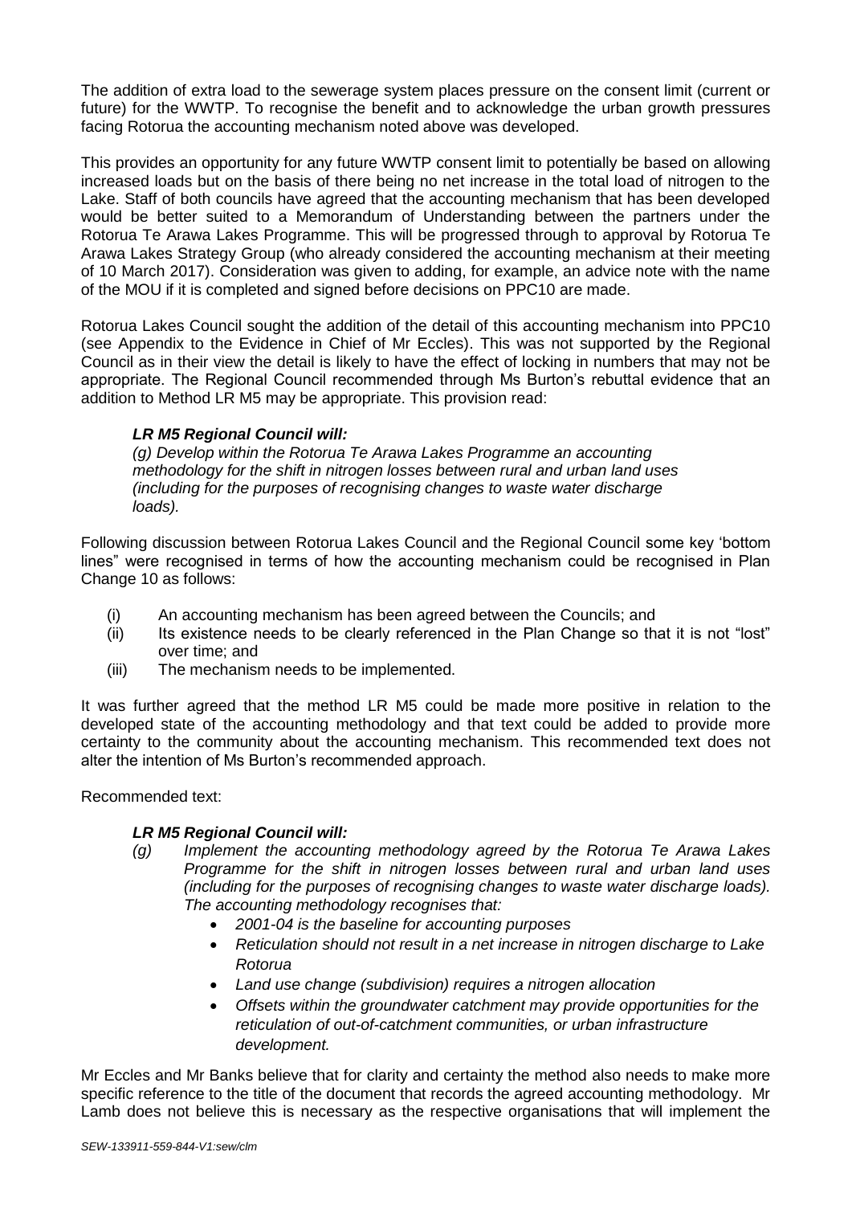The addition of extra load to the sewerage system places pressure on the consent limit (current or future) for the WWTP. To recognise the benefit and to acknowledge the urban growth pressures facing Rotorua the accounting mechanism noted above was developed.

This provides an opportunity for any future WWTP consent limit to potentially be based on allowing increased loads but on the basis of there being no net increase in the total load of nitrogen to the Lake. Staff of both councils have agreed that the accounting mechanism that has been developed would be better suited to a Memorandum of Understanding between the partners under the Rotorua Te Arawa Lakes Programme. This will be progressed through to approval by Rotorua Te Arawa Lakes Strategy Group (who already considered the accounting mechanism at their meeting of 10 March 2017). Consideration was given to adding, for example, an advice note with the name of the MOU if it is completed and signed before decisions on PPC10 are made.

Rotorua Lakes Council sought the addition of the detail of this accounting mechanism into PPC10 (see Appendix to the Evidence in Chief of Mr Eccles). This was not supported by the Regional Council as in their view the detail is likely to have the effect of locking in numbers that may not be appropriate. The Regional Council recommended through Ms Burton's rebuttal evidence that an addition to Method LR M5 may be appropriate. This provision read:

> ***LR M5 Regional Council will:***
> *(g) Develop within the Rotorua Te Arawa Lakes Programme an accounting methodology for the shift in nitrogen losses between rural and urban land uses (including for the purposes of recognising changes to waste water discharge loads).*

Following discussion between Rotorua Lakes Council and the Regional Council some key 'bottom lines" were recognised in terms of how the accounting mechanism could be recognised in Plan Change 10 as follows:

(i) An accounting mechanism has been agreed between the Councils; and
(ii) Its existence needs to be clearly referenced in the Plan Change so that it is not "lost" over time; and
(iii) The mechanism needs to be implemented.

It was further agreed that the method LR M5 could be made more positive in relation to the developed state of the accounting methodology and that text could be added to provide more certainty to the community about the accounting mechanism. This recommended text does not alter the intention of Ms Burton's recommended approach.

Recommended text:

> ***LR M5 Regional Council will:***
> *(g) Implement the accounting methodology agreed by the Rotorua Te Arawa Lakes Programme for the shift in nitrogen losses between rural and urban land uses (including for the purposes of recognising changes to waste water discharge loads). The accounting methodology recognises that:*
> - *2001-04 is the baseline for accounting purposes*
> - *Reticulation should not result in a net increase in nitrogen discharge to Lake Rotorua*
> - *Land use change (subdivision) requires a nitrogen allocation*
> - *Offsets within the groundwater catchment may provide opportunities for the reticulation of out-of-catchment communities, or urban infrastructure development.*

Mr Eccles and Mr Banks believe that for clarity and certainty the method also needs to make more specific reference to the title of the document that records the agreed accounting methodology. Mr Lamb does not believe this is necessary as the respective organisations that will implement the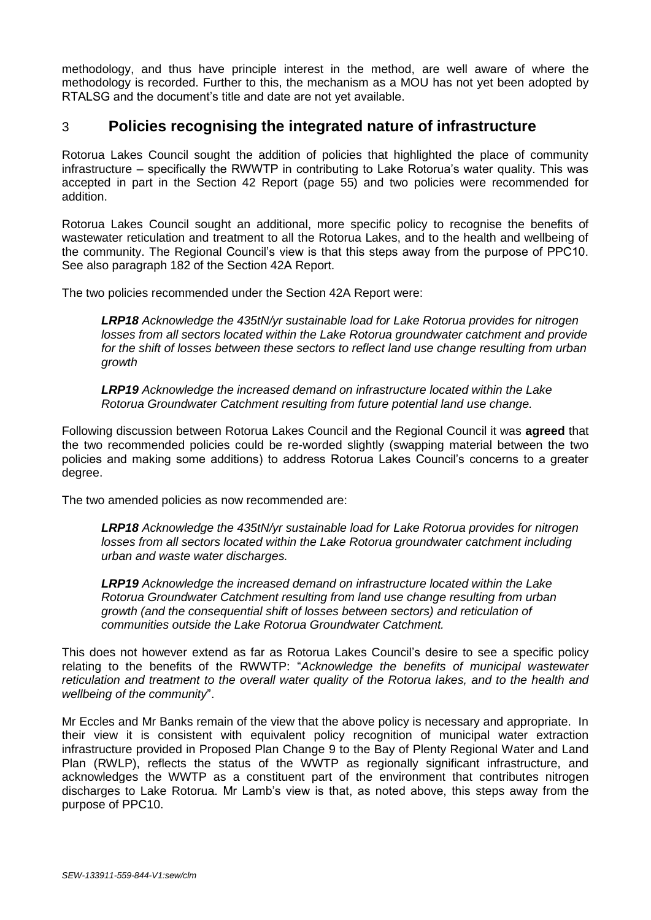methodology, and thus have principle interest in the method, are well aware of where the methodology is recorded. Further to this, the mechanism as a MOU has not yet been adopted by RTALSG and the document's title and date are not yet available.

## 3 Policies recognising the integrated nature of infrastructure

Rotorua Lakes Council sought the addition of policies that highlighted the place of community infrastructure – specifically the RWWTP in contributing to Lake Rotorua's water quality. This was accepted in part in the Section 42 Report (page 55) and two policies were recommended for addition.

Rotorua Lakes Council sought an additional, more specific policy to recognise the benefits of wastewater reticulation and treatment to all the Rotorua Lakes, and to the health and wellbeing of the community. The Regional Council's view is that this steps away from the purpose of PPC10. See also paragraph 182 of the Section 42A Report.

The two policies recommended under the Section 42A Report were:

> ***LRP18*** *Acknowledge the 435tN/yr sustainable load for Lake Rotorua provides for nitrogen losses from all sectors located within the Lake Rotorua groundwater catchment and provide for the shift of losses between these sectors to reflect land use change resulting from urban growth*
>
> ***LRP19*** *Acknowledge the increased demand on infrastructure located within the Lake Rotorua Groundwater Catchment resulting from future potential land use change.*

Following discussion between Rotorua Lakes Council and the Regional Council it was **agreed** that the two recommended policies could be re-worded slightly (swapping material between the two policies and making some additions) to address Rotorua Lakes Council's concerns to a greater degree.

The two amended policies as now recommended are:

> ***LRP18*** *Acknowledge the 435tN/yr sustainable load for Lake Rotorua provides for nitrogen losses from all sectors located within the Lake Rotorua groundwater catchment including urban and waste water discharges.*
>
> ***LRP19*** *Acknowledge the increased demand on infrastructure located within the Lake Rotorua Groundwater Catchment resulting from land use change resulting from urban growth (and the consequential shift of losses between sectors) and reticulation of communities outside the Lake Rotorua Groundwater Catchment.*

This does not however extend as far as Rotorua Lakes Council's desire to see a specific policy relating to the benefits of the RWWTP: "*Acknowledge the benefits of municipal wastewater reticulation and treatment to the overall water quality of the Rotorua lakes, and to the health and wellbeing of the community*".

Mr Eccles and Mr Banks remain of the view that the above policy is necessary and appropriate. In their view it is consistent with equivalent policy recognition of municipal water extraction infrastructure provided in Proposed Plan Change 9 to the Bay of Plenty Regional Water and Land Plan (RWLP), reflects the status of the WWTP as regionally significant infrastructure, and acknowledges the WWTP as a constituent part of the environment that contributes nitrogen discharges to Lake Rotorua. Mr Lamb's view is that, as noted above, this steps away from the purpose of PPC10.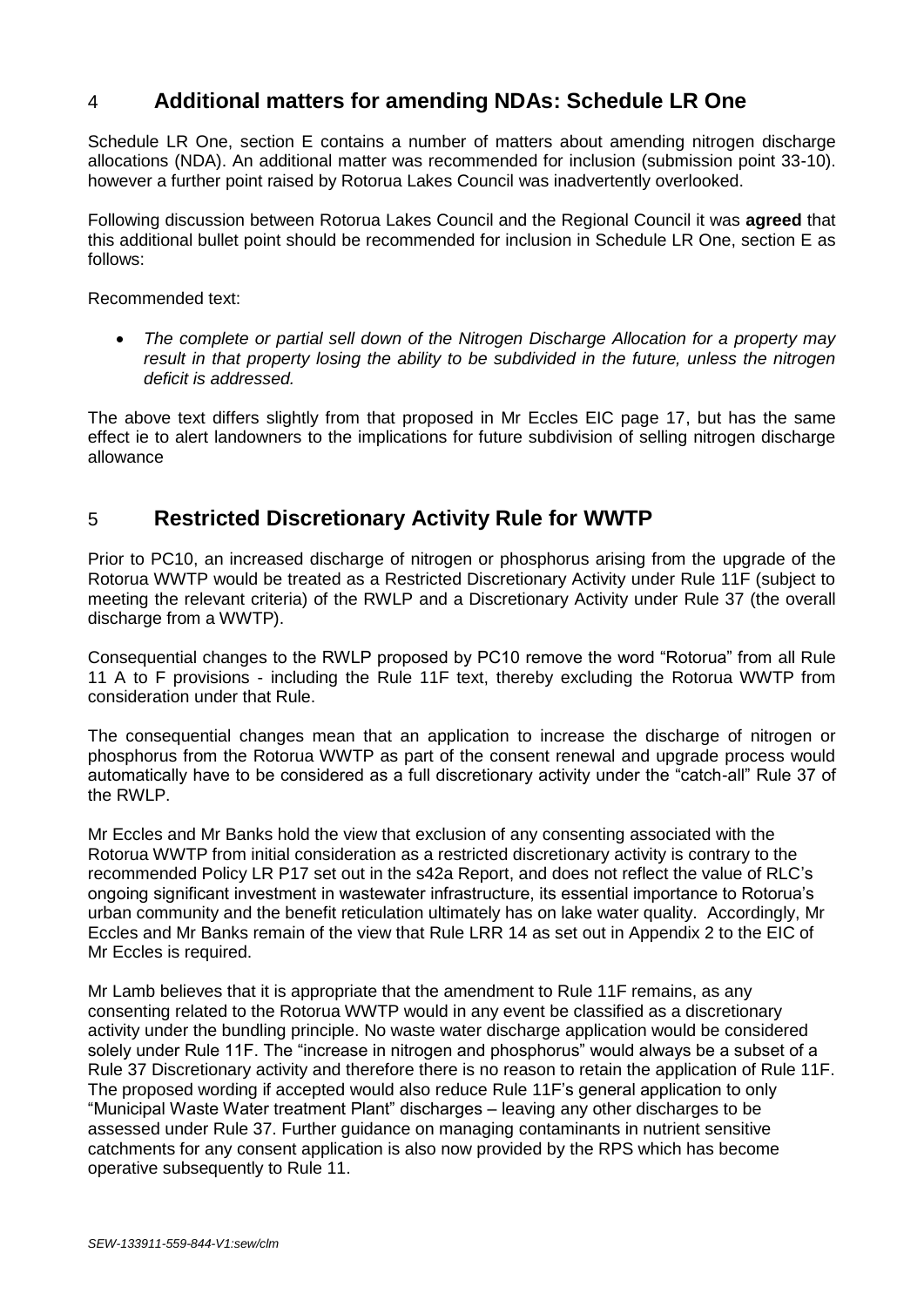## 4 Additional matters for amending NDAs: Schedule LR One

Schedule LR One, section E contains a number of matters about amending nitrogen discharge allocations (NDA). An additional matter was recommended for inclusion (submission point 33-10). however a further point raised by Rotorua Lakes Council was inadvertently overlooked.

Following discussion between Rotorua Lakes Council and the Regional Council it was **agreed** that this additional bullet point should be recommended for inclusion in Schedule LR One, section E as follows:

Recommended text:

- *The complete or partial sell down of the Nitrogen Discharge Allocation for a property may result in that property losing the ability to be subdivided in the future, unless the nitrogen deficit is addressed.*

The above text differs slightly from that proposed in Mr Eccles EIC page 17, but has the same effect ie to alert landowners to the implications for future subdivision of selling nitrogen discharge allowance

## 5 Restricted Discretionary Activity Rule for WWTP

Prior to PC10, an increased discharge of nitrogen or phosphorus arising from the upgrade of the Rotorua WWTP would be treated as a Restricted Discretionary Activity under Rule 11F (subject to meeting the relevant criteria) of the RWLP and a Discretionary Activity under Rule 37 (the overall discharge from a WWTP).

Consequential changes to the RWLP proposed by PC10 remove the word "Rotorua" from all Rule 11 A to F provisions - including the Rule 11F text, thereby excluding the Rotorua WWTP from consideration under that Rule.

The consequential changes mean that an application to increase the discharge of nitrogen or phosphorus from the Rotorua WWTP as part of the consent renewal and upgrade process would automatically have to be considered as a full discretionary activity under the "catch-all" Rule 37 of the RWLP.

Mr Eccles and Mr Banks hold the view that exclusion of any consenting associated with the Rotorua WWTP from initial consideration as a restricted discretionary activity is contrary to the recommended Policy LR P17 set out in the s42a Report, and does not reflect the value of RLC's ongoing significant investment in wastewater infrastructure, its essential importance to Rotorua's urban community and the benefit reticulation ultimately has on lake water quality. Accordingly, Mr Eccles and Mr Banks remain of the view that Rule LRR 14 as set out in Appendix 2 to the EIC of Mr Eccles is required.

Mr Lamb believes that it is appropriate that the amendment to Rule 11F remains, as any consenting related to the Rotorua WWTP would in any event be classified as a discretionary activity under the bundling principle. No waste water discharge application would be considered solely under Rule 11F. The "increase in nitrogen and phosphorus" would always be a subset of a Rule 37 Discretionary activity and therefore there is no reason to retain the application of Rule 11F. The proposed wording if accepted would also reduce Rule 11F's general application to only "Municipal Waste Water treatment Plant" discharges – leaving any other discharges to be assessed under Rule 37. Further guidance on managing contaminants in nutrient sensitive catchments for any consent application is also now provided by the RPS which has become operative subsequently to Rule 11.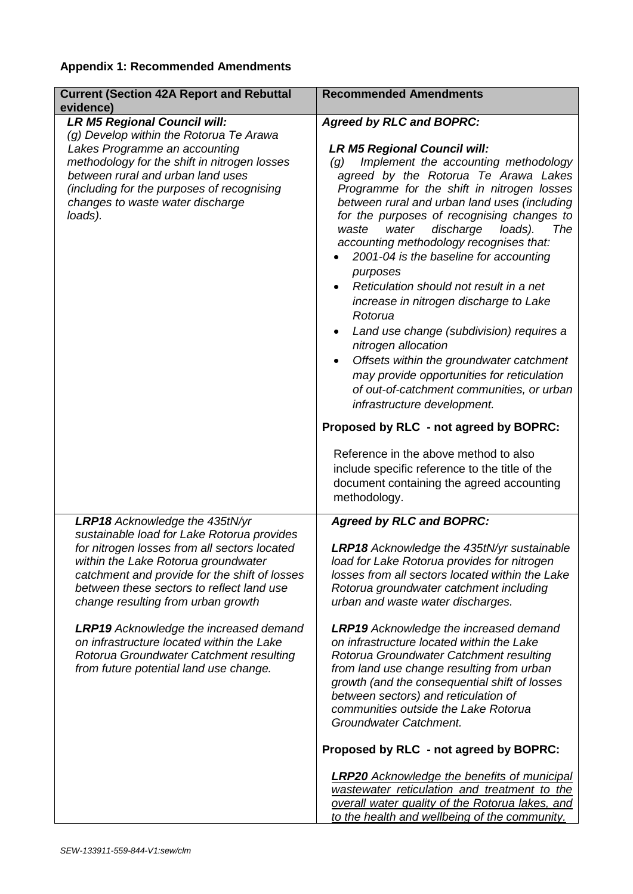**Appendix 1: Recommended Amendments**

| Current (Section 42A Report and Rebuttal evidence) | Recommended Amendments |
|---|---|
| ***LR M5 Regional Council will:*** <br> *(g) Develop within the Rotorua Te Arawa Lakes Programme an accounting methodology for the shift in nitrogen losses between rural and urban land uses (including for the purposes of recognising changes to waste water discharge loads).* | ***Agreed by RLC and BOPRC:*** <br><br> ***LR M5 Regional Council will:*** <br> *(g) Implement the accounting methodology agreed by the Rotorua Te Arawa Lakes Programme for the shift in nitrogen losses between rural and urban land uses (including for the purposes of recognising changes to waste water discharge loads). The accounting methodology recognises that:* <br> • *2001-04 is the baseline for accounting purposes* <br> • *Reticulation should not result in a net increase in nitrogen discharge to Lake Rotorua* <br> • *Land use change (subdivision) requires a nitrogen allocation* <br> • *Offsets within the groundwater catchment may provide opportunities for reticulation of out-of-catchment communities, or urban infrastructure development.* <br><br> **Proposed by RLC - not agreed by BOPRC:** <br><br> Reference in the above method to also include specific reference to the title of the document containing the agreed accounting methodology. |
| ***LRP18*** *Acknowledge the 435tN/yr sustainable load for Lake Rotorua provides for nitrogen losses from all sectors located within the Lake Rotorua groundwater catchment and provide for the shift of losses between these sectors to reflect land use change resulting from urban growth* <br><br> ***LRP19*** *Acknowledge the increased demand on infrastructure located within the Lake Rotorua Groundwater Catchment resulting from future potential land use change.* | ***Agreed by RLC and BOPRC:*** <br><br> ***LRP18*** *Acknowledge the 435tN/yr sustainable load for Lake Rotorua provides for nitrogen losses from all sectors located within the Lake Rotorua groundwater catchment including urban and waste water discharges.* <br><br> ***LRP19*** *Acknowledge the increased demand on infrastructure located within the Lake Rotorua Groundwater Catchment resulting from land use change resulting from urban growth (and the consequential shift of losses between sectors) and reticulation of communities outside the Lake Rotorua Groundwater Catchment.* <br><br> **Proposed by RLC - not agreed by BOPRC:** <br><br> <u>***LRP20*** *Acknowledge the benefits of municipal wastewater reticulation and treatment to the overall water quality of the Rotorua lakes, and to the health and wellbeing of the community.*</u> |

*SEW-133911-559-844-V1:sew/clm*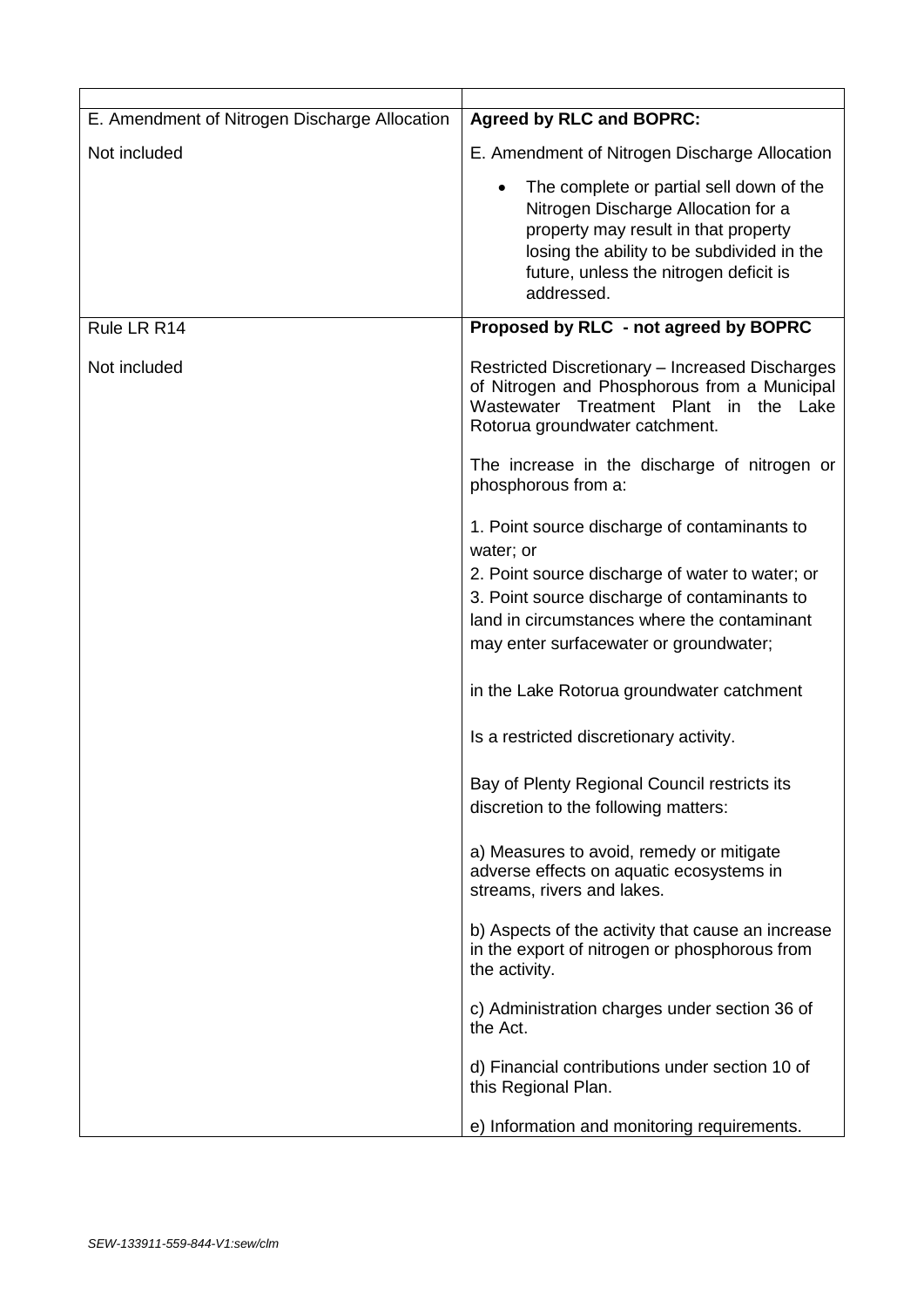| | |
|---|---|
| E. Amendment of Nitrogen Discharge Allocation | **Agreed by RLC and BOPRC:** |
| Not included | E. Amendment of Nitrogen Discharge Allocation<br><br>• The complete or partial sell down of the Nitrogen Discharge Allocation for a property may result in that property losing the ability to be subdivided in the future, unless the nitrogen deficit is addressed. |
| Rule LR R14 | **Proposed by RLC - not agreed by BOPRC** |
| Not included | Restricted Discretionary – Increased Discharges of Nitrogen and Phosphorous from a Municipal Wastewater Treatment Plant in the Lake Rotorua groundwater catchment.<br><br>The increase in the discharge of nitrogen or phosphorous from a:<br><br>1. Point source discharge of contaminants to water; or<br>2. Point source discharge of water to water; or<br>3. Point source discharge of contaminants to land in circumstances where the contaminant may enter surfacewater or groundwater;<br><br>in the Lake Rotorua groundwater catchment<br><br>Is a restricted discretionary activity.<br><br>Bay of Plenty Regional Council restricts its discretion to the following matters:<br><br>a) Measures to avoid, remedy or mitigate adverse effects on aquatic ecosystems in streams, rivers and lakes.<br><br>b) Aspects of the activity that cause an increase in the export of nitrogen or phosphorous from the activity.<br><br>c) Administration charges under section 36 of the Act.<br><br>d) Financial contributions under section 10 of this Regional Plan.<br><br>e) Information and monitoring requirements. |

*SEW-133911-559-844-V1:sew/clm*